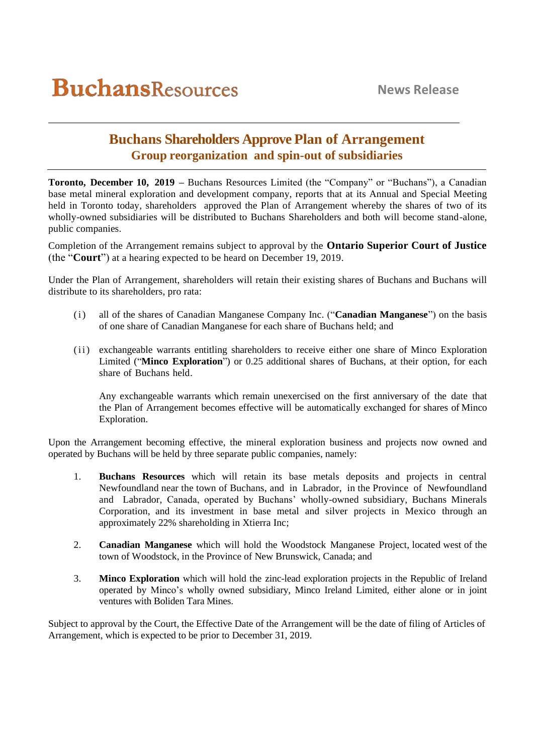**BuchansResources** **News Release**

# Buchans Shareholders Approve Plan of Arrangement

## Group reorganization and spin-out of subsidiaries

**Toronto, December 10, 2019 –** Buchans Resources Limited (the "Company" or "Buchans"), a Canadian base metal mineral exploration and development company, reports that at its Annual and Special Meeting held in Toronto today, shareholders approved the Plan of Arrangement whereby the shares of two of its wholly-owned subsidiaries will be distributed to Buchans Shareholders and both will become stand-alone, public companies.

Completion of the Arrangement remains subject to approval by the **Ontario Superior Court of Justice** (the "**Court**") at a hearing expected to be heard on December 19, 2019.

Under the Plan of Arrangement, shareholders will retain their existing shares of Buchans and Buchans will distribute to its shareholders, pro rata:

(i) all of the shares of Canadian Manganese Company Inc. ("**Canadian Manganese**") on the basis of one share of Canadian Manganese for each share of Buchans held; and

(ii) exchangeable warrants entitling shareholders to receive either one share of Minco Exploration Limited ("**Minco Exploration**") or 0.25 additional shares of Buchans, at their option, for each share of Buchans held.

Any exchangeable warrants which remain unexercised on the first anniversary of the date that the Plan of Arrangement becomes effective will be automatically exchanged for shares of Minco Exploration.

Upon the Arrangement becoming effective, the mineral exploration business and projects now owned and operated by Buchans will be held by three separate public companies, namely:

1. **Buchans Resources** which will retain its base metals deposits and projects in central Newfoundland near the town of Buchans, and in Labrador, in the Province of Newfoundland and Labrador, Canada, operated by Buchans' wholly-owned subsidiary, Buchans Minerals Corporation, and its investment in base metal and silver projects in Mexico through an approximately 22% shareholding in Xtierra Inc;
2. **Canadian Manganese** which will hold the Woodstock Manganese Project, located west of the town of Woodstock, in the Province of New Brunswick, Canada; and
3. **Minco Exploration** which will hold the zinc-lead exploration projects in the Republic of Ireland operated by Minco's wholly owned subsidiary, Minco Ireland Limited, either alone or in joint ventures with Boliden Tara Mines.

Subject to approval by the Court, the Effective Date of the Arrangement will be the date of filing of Articles of Arrangement, which is expected to be prior to December 31, 2019.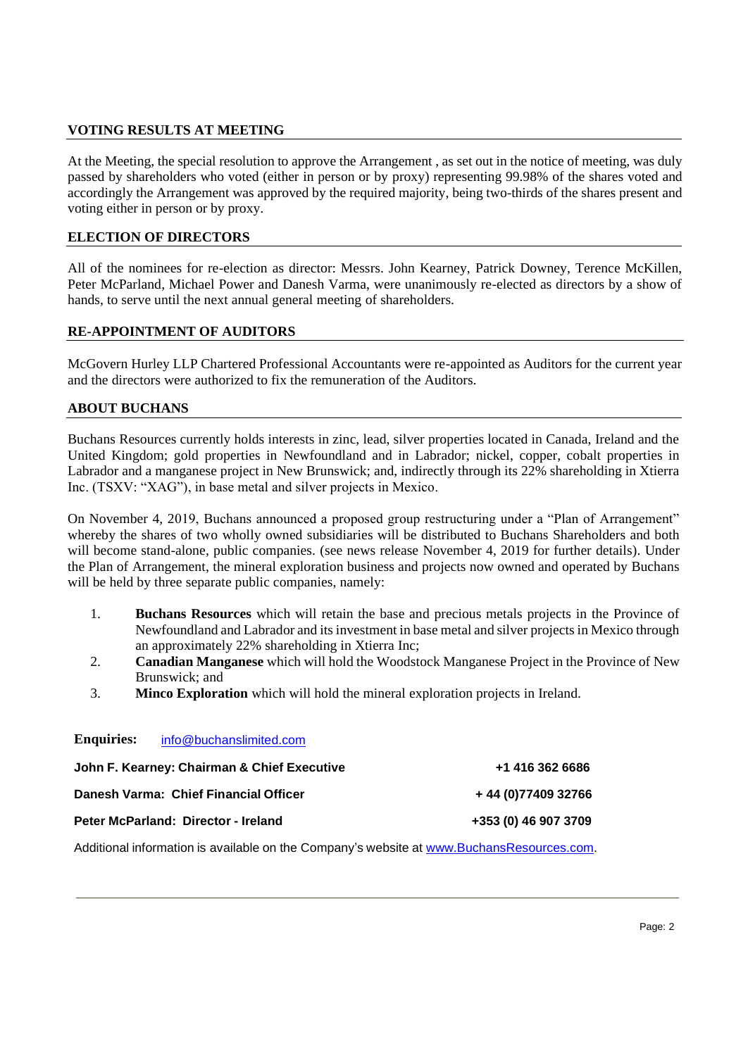## VOTING RESULTS AT MEETING

At the Meeting, the special resolution to approve the Arrangement , as set out in the notice of meeting, was duly passed by shareholders who voted (either in person or by proxy) representing 99.98% of the shares voted and accordingly the Arrangement was approved by the required majority, being two-thirds of the shares present and voting either in person or by proxy.

## ELECTION OF DIRECTORS

All of the nominees for re-election as director: Messrs. John Kearney, Patrick Downey, Terence McKillen, Peter McParland, Michael Power and Danesh Varma, were unanimously re-elected as directors by a show of hands, to serve until the next annual general meeting of shareholders.

## RE-APPOINTMENT OF AUDITORS

McGovern Hurley LLP Chartered Professional Accountants were re-appointed as Auditors for the current year and the directors were authorized to fix the remuneration of the Auditors.

## ABOUT BUCHANS

Buchans Resources currently holds interests in zinc, lead, silver properties located in Canada, Ireland and the United Kingdom; gold properties in Newfoundland and in Labrador; nickel, copper, cobalt properties in Labrador and a manganese project in New Brunswick; and, indirectly through its 22% shareholding in Xtierra Inc. (TSXV: "XAG"), in base metal and silver projects in Mexico.

On November 4, 2019, Buchans announced a proposed group restructuring under a "Plan of Arrangement" whereby the shares of two wholly owned subsidiaries will be distributed to Buchans Shareholders and both will become stand-alone, public companies. (see news release November 4, 2019 for further details). Under the Plan of Arrangement, the mineral exploration business and projects now owned and operated by Buchans will be held by three separate public companies, namely:

1. **Buchans Resources** which will retain the base and precious metals projects in the Province of Newfoundland and Labrador and its investment in base metal and silver projects in Mexico through an approximately 22% shareholding in Xtierra Inc;
2. **Canadian Manganese** which will hold the Woodstock Manganese Project in the Province of New Brunswick; and
3. **Minco Exploration** which will hold the mineral exploration projects in Ireland.

**Enquiries:** info@buchanslimited.com

| | |
|---|---|
| **John F. Kearney: Chairman & Chief Executive** | **+1 416 362 6686** |
| **Danesh Varma: Chief Financial Officer** | **+ 44 (0)77409 32766** |
| **Peter McParland: Director - Ireland** | **+353 (0) 46 907 3709** |

Additional information is available on the Company's website at www.BuchansResources.com.